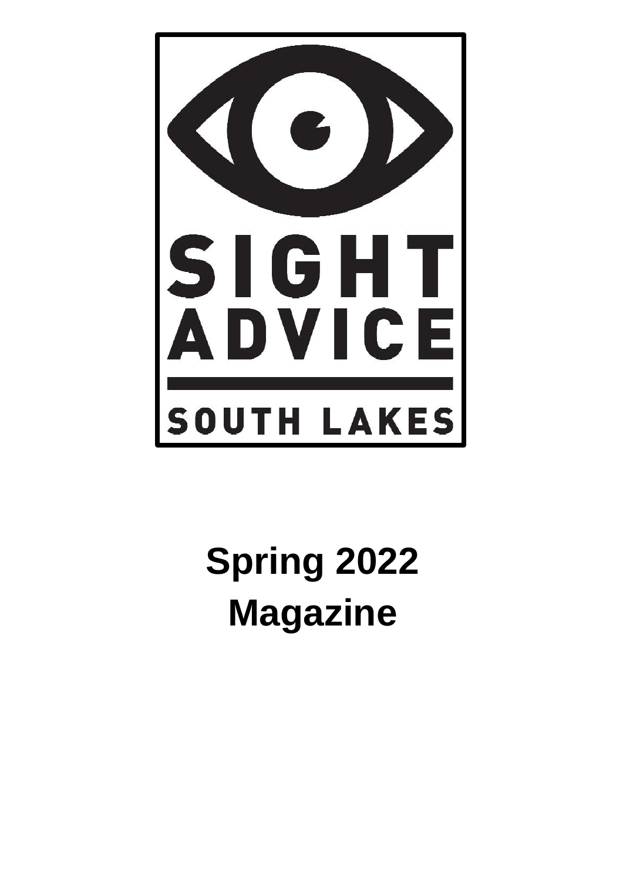SIGHT ADVICE

SOUTH LAKES

# Spring 2022 Magazine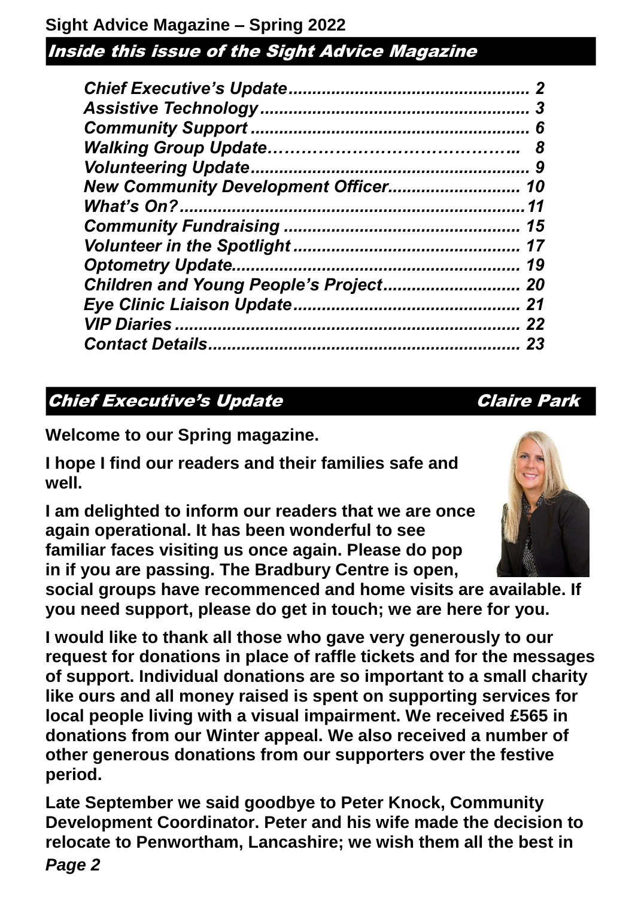## Inside this issue of the Sight Advice Magazine

*Chief Executive's Update* ........................................ 2
*Assistive Technology* ........................................ 3
*Community Support* ........................................ 6
*Walking Group Update* ........................................ 8
*Volunteering Update* ........................................ 9
*New Community Development Officer* ........................................ 10
*What's On?* ........................................ 11
*Community Fundraising* ........................................ 15
*Volunteer in the Spotlight* ........................................ 17
*Optometry Update* ........................................ 19
*Children and Young People's Project* ........................................ 20
*Eye Clinic Liaison Update* ........................................ 21
*VIP Diaries* ........................................ 22
*Contact Details* ........................................ 23

## Chief Executive's Update — Claire Park

**Welcome to our Spring magazine.**

**I hope I find our readers and their families safe and well.**

**I am delighted to inform our readers that we are once again operational. It has been wonderful to see familiar faces visiting us once again. Please do pop in if you are passing. The Bradbury Centre is open, social groups have recommenced and home visits are available. If you need support, please do get in touch; we are here for you.**

**I would like to thank all those who gave very generously to our request for donations in place of raffle tickets and for the messages of support. Individual donations are so important to a small charity like ours and all money raised is spent on supporting services for local people living with a visual impairment. We received £565 in donations from our Winter appeal. We also received a number of other generous donations from our supporters over the festive period.**

**Late September we said goodbye to Peter Knock, Community Development Coordinator. Peter and his wife made the decision to relocate to Penwortham, Lancashire; we wish them all the best in**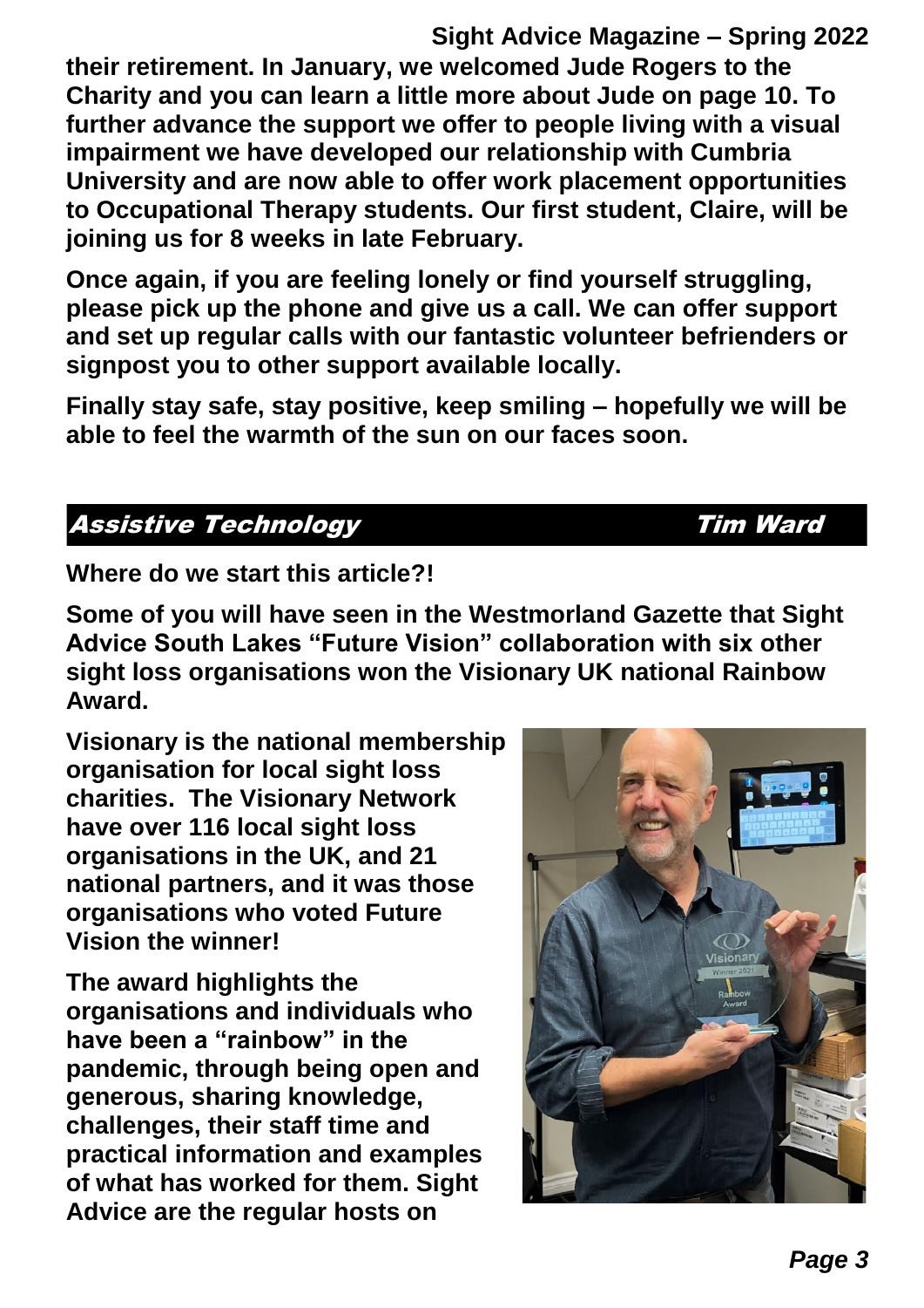**their retirement. In January, we welcomed Jude Rogers to the Charity and you can learn a little more about Jude on page 10. To further advance the support we offer to people living with a visual impairment we have developed our relationship with Cumbria University and are now able to offer work placement opportunities to Occupational Therapy students. Our first student, Claire, will be joining us for 8 weeks in late February.**

**Once again, if you are feeling lonely or find yourself struggling, please pick up the phone and give us a call. We can offer support and set up regular calls with our fantastic volunteer befrienders or signpost you to other support available locally.**

**Finally stay safe, stay positive, keep smiling – hopefully we will be able to feel the warmth of the sun on our faces soon.**

## *Assistive Technology* — *Tim Ward*

**Where do we start this article?!**

**Some of you will have seen in the Westmorland Gazette that Sight Advice South Lakes "Future Vision" collaboration with six other sight loss organisations won the Visionary UK national Rainbow Award.**

**Visionary is the national membership organisation for local sight loss charities. The Visionary Network have over 116 local sight loss organisations in the UK, and 21 national partners, and it was those organisations who voted Future Vision the winner!**

**The award highlights the organisations and individuals who have been a "rainbow" in the pandemic, through being open and generous, sharing knowledge, challenges, their staff time and practical information and examples of what has worked for them. Sight Advice are the regular hosts on**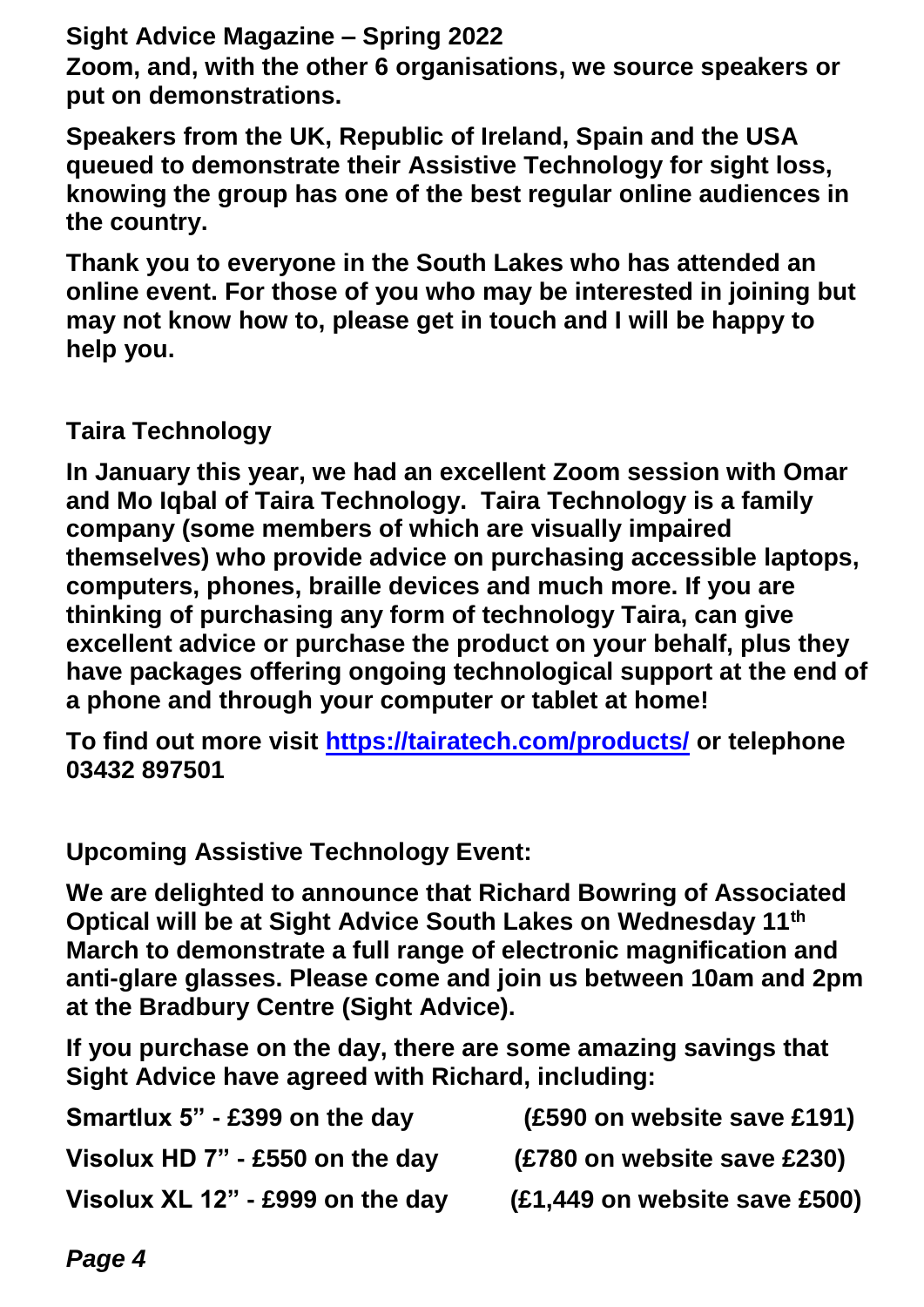Zoom, and, with the other 6 organisations, we source speakers or put on demonstrations.

Speakers from the UK, Republic of Ireland, Spain and the USA queued to demonstrate their Assistive Technology for sight loss, knowing the group has one of the best regular online audiences in the country.

Thank you to everyone in the South Lakes who has attended an online event. For those of you who may be interested in joining but may not know how to, please get in touch and I will be happy to help you.

## Taira Technology

In January this year, we had an excellent Zoom session with Omar and Mo Iqbal of Taira Technology. Taira Technology is a family company (some members of which are visually impaired themselves) who provide advice on purchasing accessible laptops, computers, phones, braille devices and much more. If you are thinking of purchasing any form of technology Taira, can give excellent advice or purchase the product on your behalf, plus they have packages offering ongoing technological support at the end of a phone and through your computer or tablet at home!

To find out more visit [https://tairatech.com/products/](https://tairatech.com/products/) or telephone 03432 897501

## Upcoming Assistive Technology Event:

We are delighted to announce that Richard Bowring of Associated Optical will be at Sight Advice South Lakes on Wednesday 11th March to demonstrate a full range of electronic magnification and anti-glare glasses. Please come and join us between 10am and 2pm at the Bradbury Centre (Sight Advice).

If you purchase on the day, there are some amazing savings that Sight Advice have agreed with Richard, including:

| | |
|---|---|
| Smartlux 5" - £399 on the day | (£590 on website save £191) |
| Visolux HD 7" - £550 on the day | (£780 on website save £230) |
| Visolux XL 12" - £999 on the day | (£1,449 on website save £500) |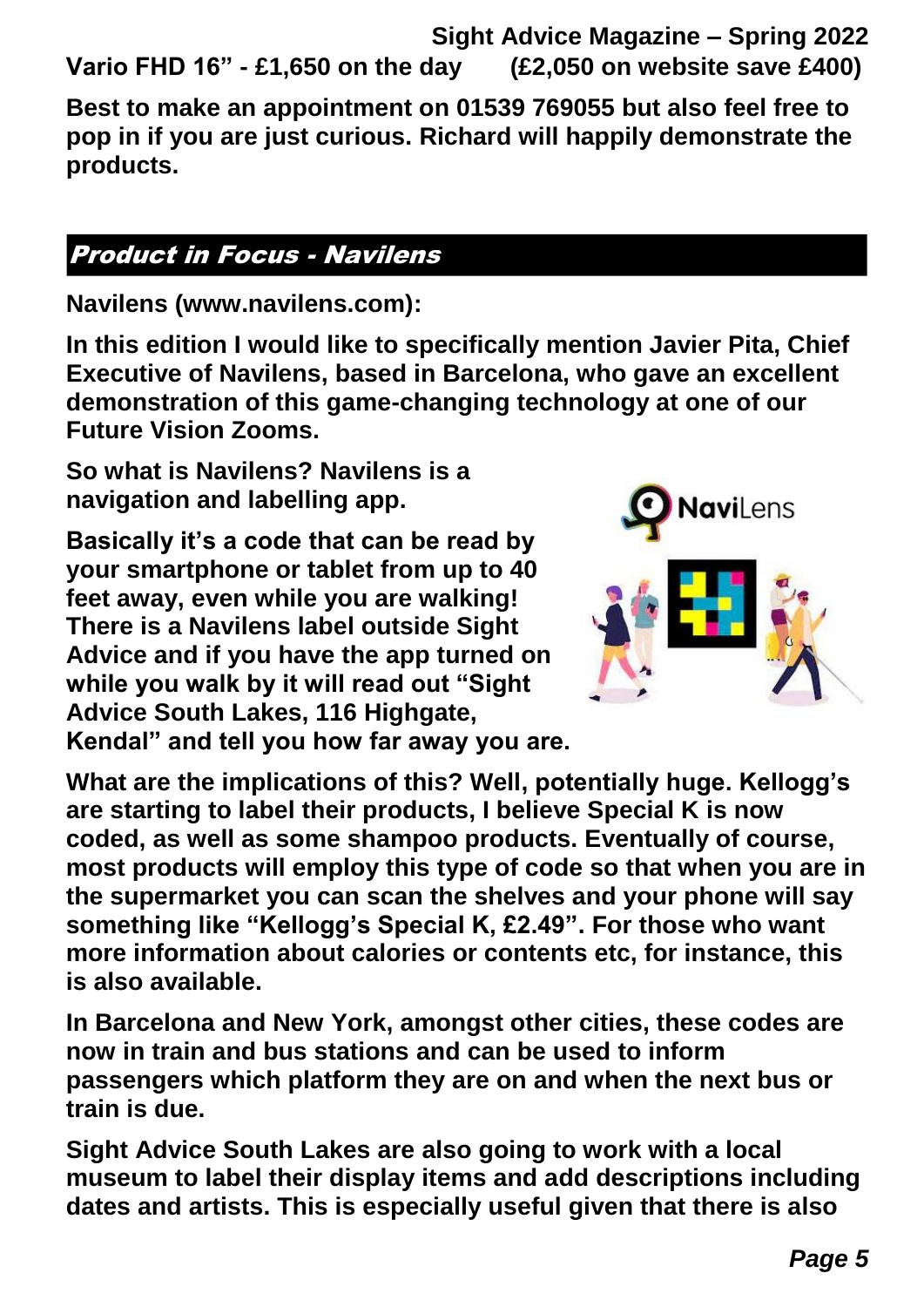**Vario FHD 16" - £1,650 on the day (£2,050 on website save £400)**

**Best to make an appointment on 01539 769055 but also feel free to pop in if you are just curious. Richard will happily demonstrate the products.**

## *Product in Focus - Navilens*

**Navilens (www.navilens.com):**

**In this edition I would like to specifically mention Javier Pita, Chief Executive of Navilens, based in Barcelona, who gave an excellent demonstration of this game-changing technology at one of our Future Vision Zooms.**

**So what is Navilens? Navilens is a navigation and labelling app.**

**Basically it's a code that can be read by your smartphone or tablet from up to 40 feet away, even while you are walking! There is a Navilens label outside Sight Advice and if you have the app turned on while you walk by it will read out "Sight Advice South Lakes, 116 Highgate, Kendal" and tell you how far away you are.**

**What are the implications of this? Well, potentially huge. Kellogg's are starting to label their products, I believe Special K is now coded, as well as some shampoo products. Eventually of course, most products will employ this type of code so that when you are in the supermarket you can scan the shelves and your phone will say something like "Kellogg's Special K, £2.49". For those who want more information about calories or contents etc, for instance, this is also available.**

**In Barcelona and New York, amongst other cities, these codes are now in train and bus stations and can be used to inform passengers which platform they are on and when the next bus or train is due.**

**Sight Advice South Lakes are also going to work with a local museum to label their display items and add descriptions including dates and artists. This is especially useful given that there is also**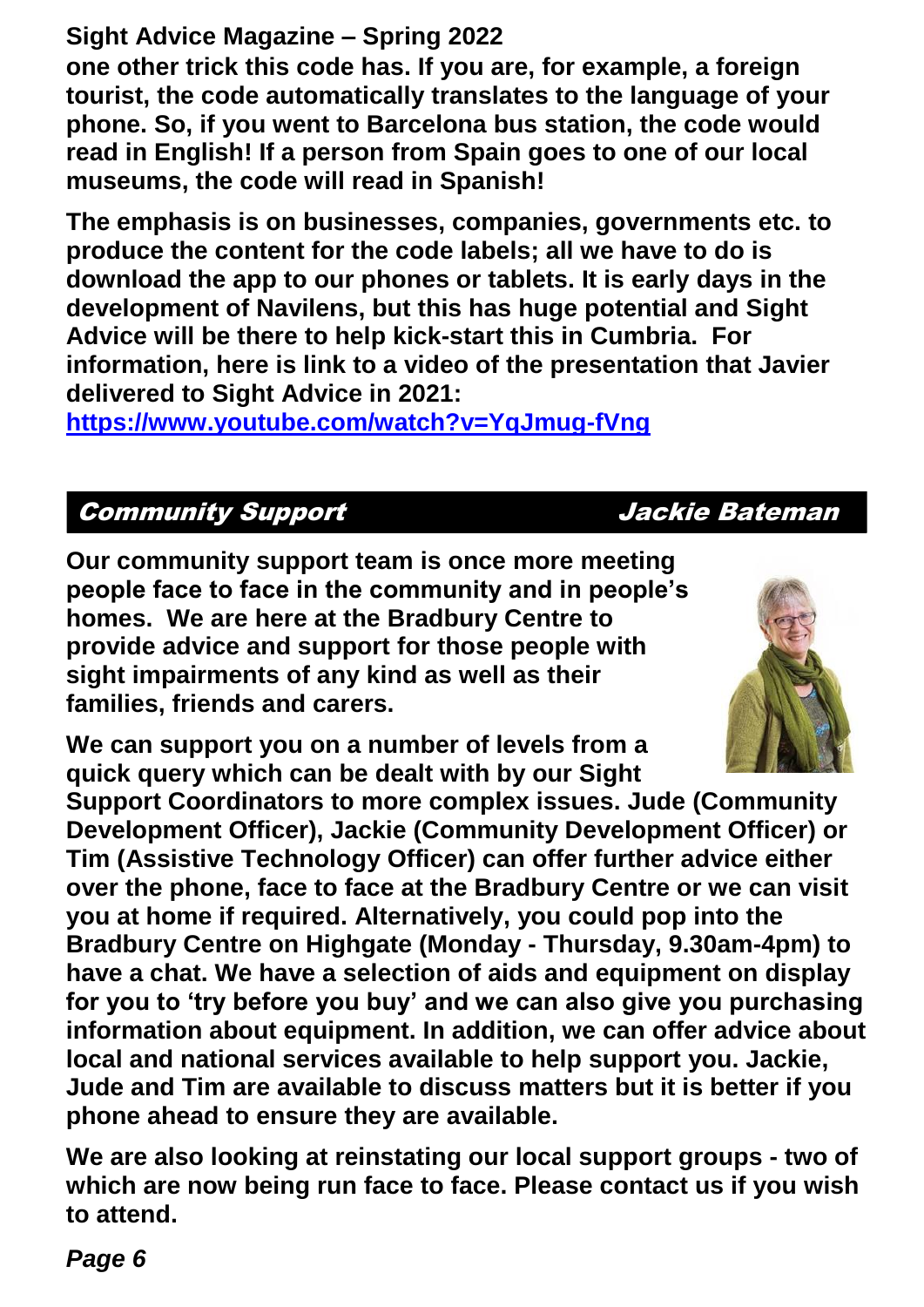one other trick this code has. If you are, for example, a foreign tourist, the code automatically translates to the language of your phone. So, if you went to Barcelona bus station, the code would read in English! If a person from Spain goes to one of our local museums, the code will read in Spanish!

The emphasis is on businesses, companies, governments etc. to produce the content for the code labels; all we have to do is download the app to our phones or tablets. It is early days in the development of Navilens, but this has huge potential and Sight Advice will be there to help kick-start this in Cumbria. For information, here is link to a video of the presentation that Javier delivered to Sight Advice in 2021:

https://www.youtube.com/watch?v=YqJmug-fVng

## *Community Support* — *Jackie Bateman*

Our community support team is once more meeting people face to face in the community and in people's homes. We are here at the Bradbury Centre to provide advice and support for those people with sight impairments of any kind as well as their families, friends and carers.

We can support you on a number of levels from a quick query which can be dealt with by our Sight Support Coordinators to more complex issues. Jude (Community Development Officer), Jackie (Community Development Officer) or Tim (Assistive Technology Officer) can offer further advice either over the phone, face to face at the Bradbury Centre or we can visit you at home if required. Alternatively, you could pop into the Bradbury Centre on Highgate (Monday - Thursday, 9.30am-4pm) to have a chat. We have a selection of aids and equipment on display for you to 'try before you buy' and we can also give you purchasing information about equipment. In addition, we can offer advice about local and national services available to help support you. Jackie, Jude and Tim are available to discuss matters but it is better if you phone ahead to ensure they are available.

We are also looking at reinstating our local support groups - two of which are now being run face to face. Please contact us if you wish to attend.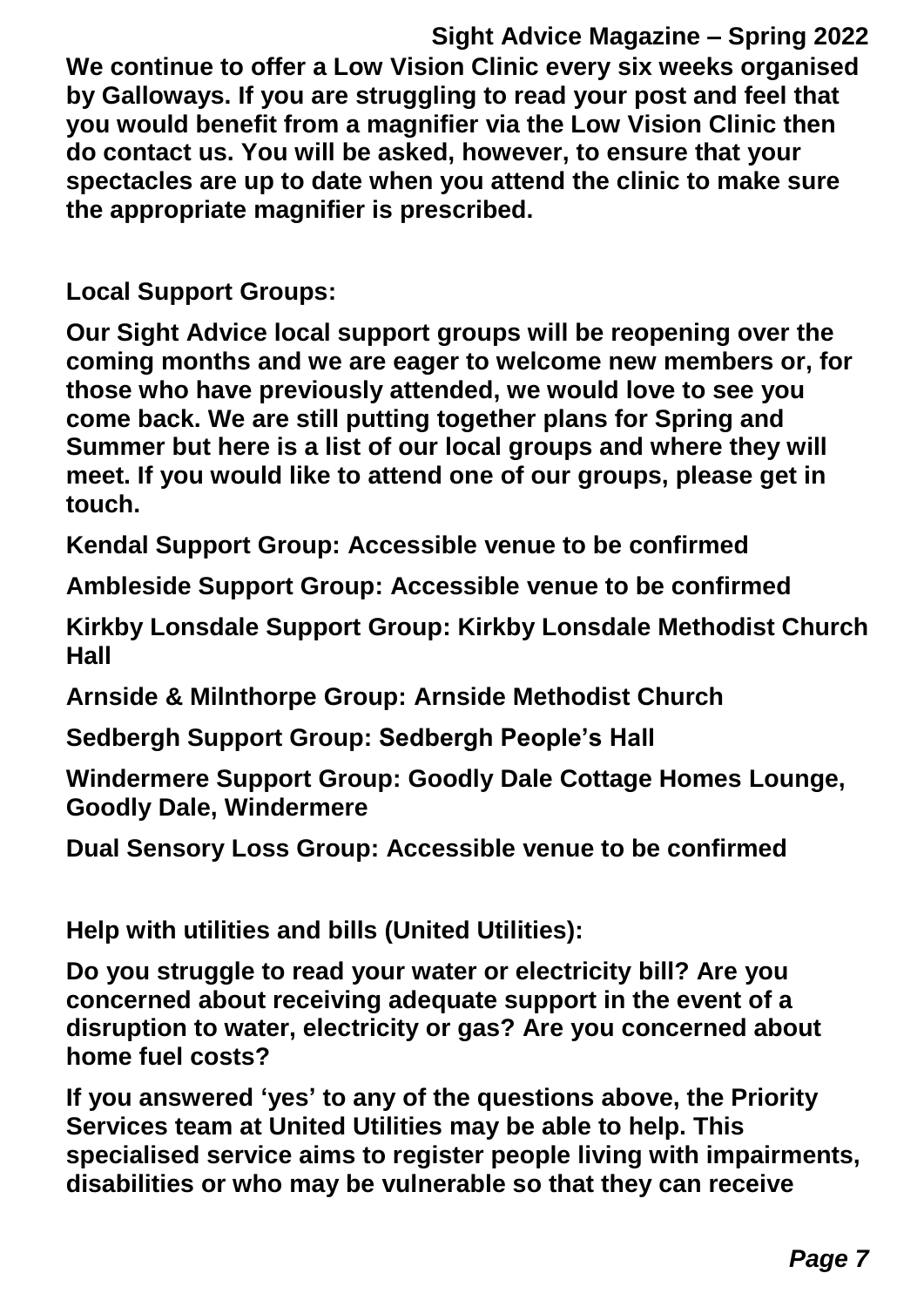We continue to offer a Low Vision Clinic every six weeks organised by Galloways. If you are struggling to read your post and feel that you would benefit from a magnifier via the Low Vision Clinic then do contact us. You will be asked, however, to ensure that your spectacles are up to date when you attend the clinic to make sure the appropriate magnifier is prescribed.

## Local Support Groups:

Our Sight Advice local support groups will be reopening over the coming months and we are eager to welcome new members or, for those who have previously attended, we would love to see you come back. We are still putting together plans for Spring and Summer but here is a list of our local groups and where they will meet. If you would like to attend one of our groups, please get in touch.

Kendal Support Group: Accessible venue to be confirmed

Ambleside Support Group: Accessible venue to be confirmed

Kirkby Lonsdale Support Group: Kirkby Lonsdale Methodist Church Hall

Arnside & Milnthorpe Group: Arnside Methodist Church

Sedbergh Support Group: Sedbergh People's Hall

Windermere Support Group: Goodly Dale Cottage Homes Lounge, Goodly Dale, Windermere

Dual Sensory Loss Group: Accessible venue to be confirmed

## Help with utilities and bills (United Utilities):

Do you struggle to read your water or electricity bill? Are you concerned about receiving adequate support in the event of a disruption to water, electricity or gas? Are you concerned about home fuel costs?

If you answered 'yes' to any of the questions above, the Priority Services team at United Utilities may be able to help. This specialised service aims to register people living with impairments, disabilities or who may be vulnerable so that they can receive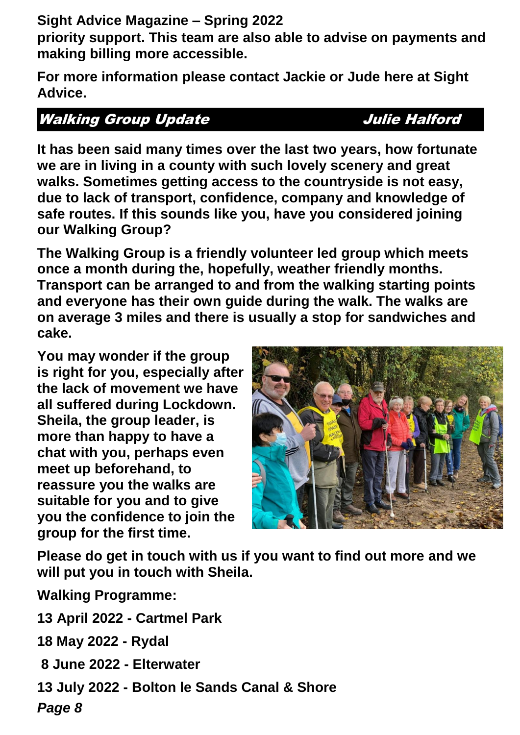priority support. This team are also able to advise on payments and making billing more accessible.

For more information please contact Jackie or Jude here at Sight Advice.

## *Walking Group Update* — *Julie Halford*

It has been said many times over the last two years, how fortunate we are in living in a county with such lovely scenery and great walks. Sometimes getting access to the countryside is not easy, due to lack of transport, confidence, company and knowledge of safe routes. If this sounds like you, have you considered joining our Walking Group?

The Walking Group is a friendly volunteer led group which meets once a month during the, hopefully, weather friendly months. Transport can be arranged to and from the walking starting points and everyone has their own guide during the walk. The walks are on average 3 miles and there is usually a stop for sandwiches and cake.

You may wonder if the group is right for you, especially after the lack of movement we have all suffered during Lockdown. Sheila, the group leader, is more than happy to have a chat with you, perhaps even meet up beforehand, to reassure you the walks are suitable for you and to give you the confidence to join the group for the first time.

Please do get in touch with us if you want to find out more and we will put you in touch with Sheila.

Walking Programme:

13 April 2022 - Cartmel Park

18 May 2022 - Rydal

8 June 2022 - Elterwater

13 July 2022 - Bolton le Sands Canal & Shore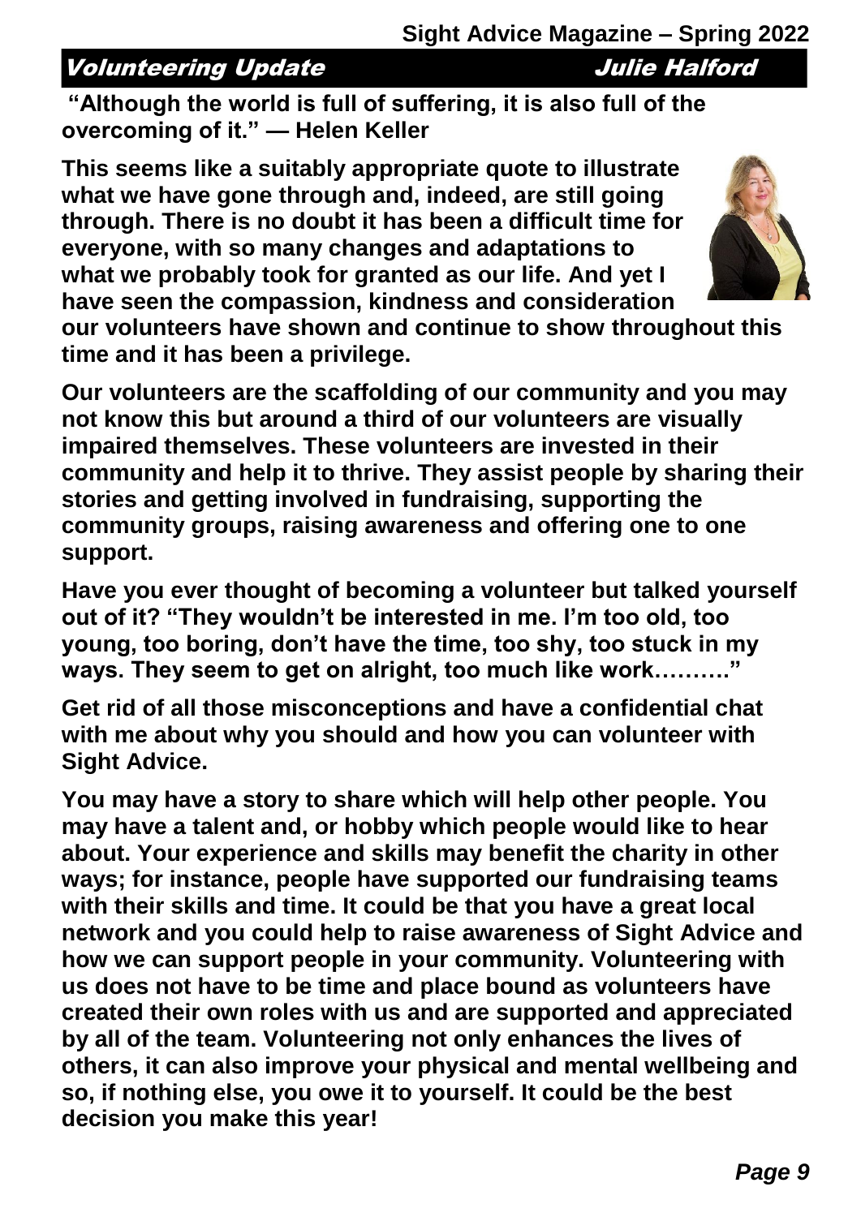## Volunteering Update

**Julie Halford**

**"Although the world is full of suffering, it is also full of the overcoming of it." — Helen Keller**

**This seems like a suitably appropriate quote to illustrate what we have gone through and, indeed, are still going through. There is no doubt it has been a difficult time for everyone, with so many changes and adaptations to what we probably took for granted as our life. And yet I have seen the compassion, kindness and consideration our volunteers have shown and continue to show throughout this time and it has been a privilege.**

**Our volunteers are the scaffolding of our community and you may not know this but around a third of our volunteers are visually impaired themselves. These volunteers are invested in their community and help it to thrive. They assist people by sharing their stories and getting involved in fundraising, supporting the community groups, raising awareness and offering one to one support.**

**Have you ever thought of becoming a volunteer but talked yourself out of it? "They wouldn't be interested in me. I'm too old, too young, too boring, don't have the time, too shy, too stuck in my ways. They seem to get on alright, too much like work………"**

**Get rid of all those misconceptions and have a confidential chat with me about why you should and how you can volunteer with Sight Advice.**

**You may have a story to share which will help other people. You may have a talent and, or hobby which people would like to hear about. Your experience and skills may benefit the charity in other ways; for instance, people have supported our fundraising teams with their skills and time. It could be that you have a great local network and you could help to raise awareness of Sight Advice and how we can support people in your community. Volunteering with us does not have to be time and place bound as volunteers have created their own roles with us and are supported and appreciated by all of the team. Volunteering not only enhances the lives of others, it can also improve your physical and mental wellbeing and so, if nothing else, you owe it to yourself. It could be the best decision you make this year!**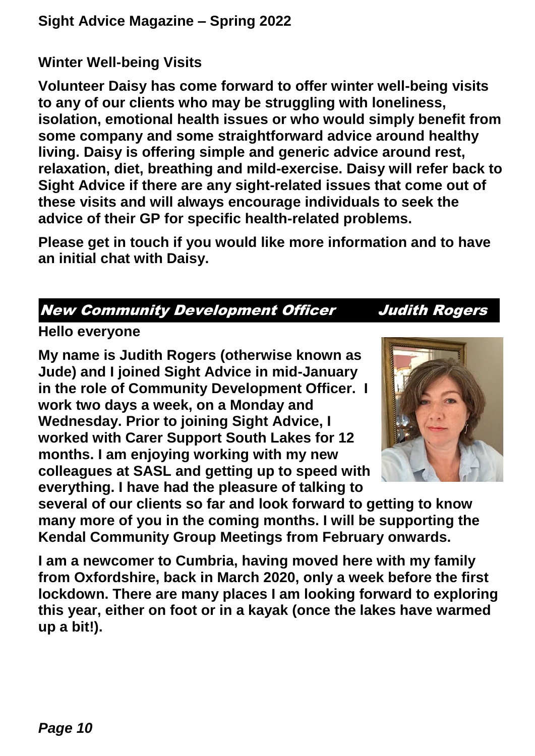## Winter Well-being Visits

**Volunteer Daisy has come forward to offer winter well-being visits to any of our clients who may be struggling with loneliness, isolation, emotional health issues or who would simply benefit from some company and some straightforward advice around healthy living. Daisy is offering simple and generic advice around rest, relaxation, diet, breathing and mild-exercise. Daisy will refer back to Sight Advice if there are any sight-related issues that come out of these visits and will always encourage individuals to seek the advice of their GP for specific health-related problems.**

**Please get in touch if you would like more information and to have an initial chat with Daisy.**

## *New Community Development Officer — Judith Rogers*

**Hello everyone**

**My name is Judith Rogers (otherwise known as Jude) and I joined Sight Advice in mid-January in the role of Community Development Officer. I work two days a week, on a Monday and Wednesday. Prior to joining Sight Advice, I worked with Carer Support South Lakes for 12 months. I am enjoying working with my new colleagues at SASL and getting up to speed with everything. I have had the pleasure of talking to several of our clients so far and look forward to getting to know many more of you in the coming months. I will be supporting the Kendal Community Group Meetings from February onwards.**

**I am a newcomer to Cumbria, having moved here with my family from Oxfordshire, back in March 2020, only a week before the first lockdown. There are many places I am looking forward to exploring this year, either on foot or in a kayak (once the lakes have warmed up a bit!).**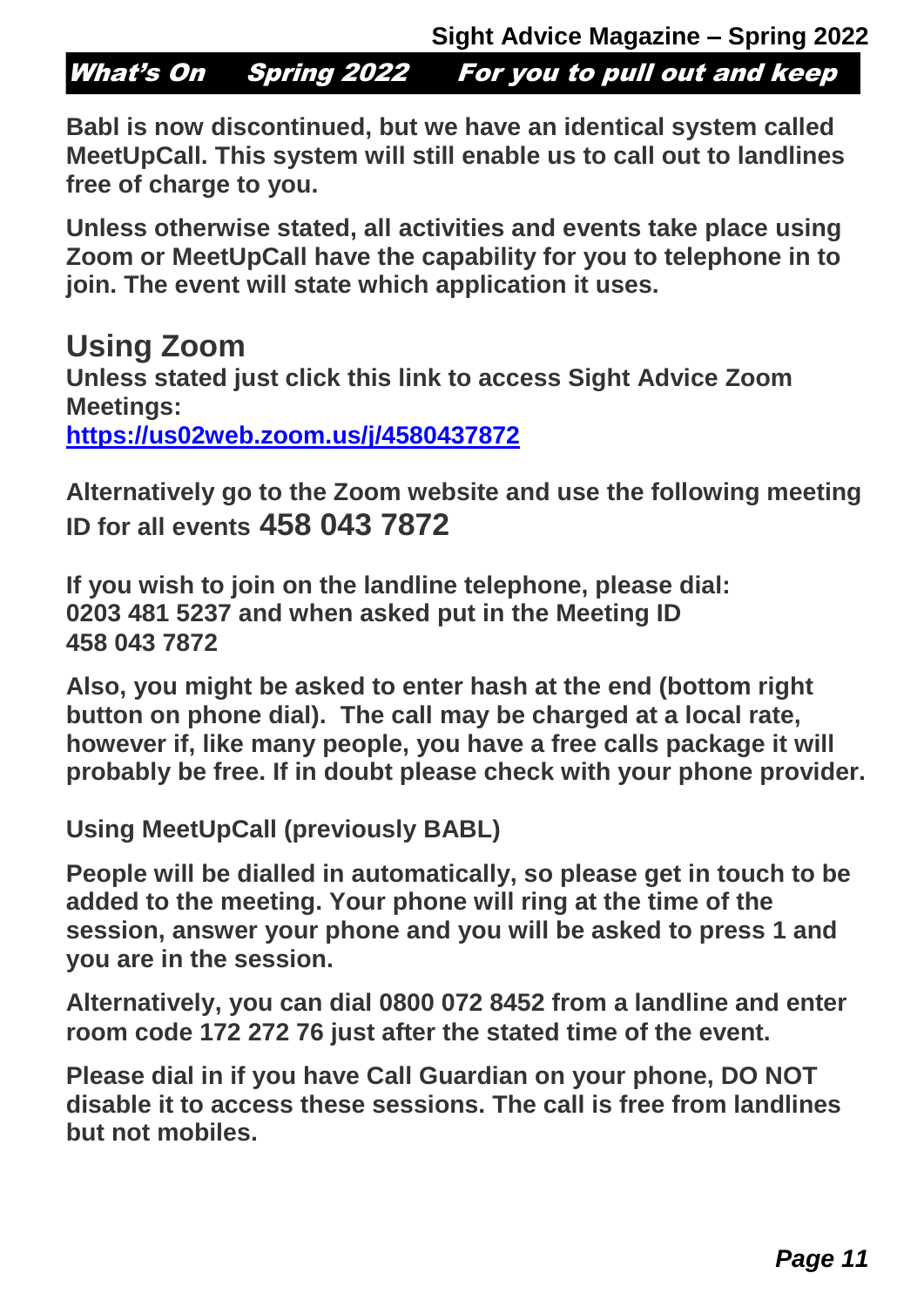**What's On Spring 2022 For you to pull out and keep**

**Babl is now discontinued, but we have an identical system called MeetUpCall. This system will still enable us to call out to landlines free of charge to you.**

**Unless otherwise stated, all activities and events take place using Zoom or MeetUpCall have the capability for you to telephone in to join. The event will state which application it uses.**

## Using Zoom

**Unless stated just click this link to access Sight Advice Zoom Meetings:**
**https://us02web.zoom.us/j/4580437872**

**Alternatively go to the Zoom website and use the following meeting ID for all events 458 043 7872**

**If you wish to join on the landline telephone, please dial: 0203 481 5237 and when asked put in the Meeting ID 458 043 7872**

**Also, you might be asked to enter hash at the end (bottom right button on phone dial). The call may be charged at a local rate, however if, like many people, you have a free calls package it will probably be free. If in doubt please check with your phone provider.**

**Using MeetUpCall (previously BABL)**

**People will be dialled in automatically, so please get in touch to be added to the meeting. Your phone will ring at the time of the session, answer your phone and you will be asked to press 1 and you are in the session.**

**Alternatively, you can dial 0800 072 8452 from a landline and enter room code 172 272 76 just after the stated time of the event.**

**Please dial in if you have Call Guardian on your phone, DO NOT disable it to access these sessions. The call is free from landlines but not mobiles.**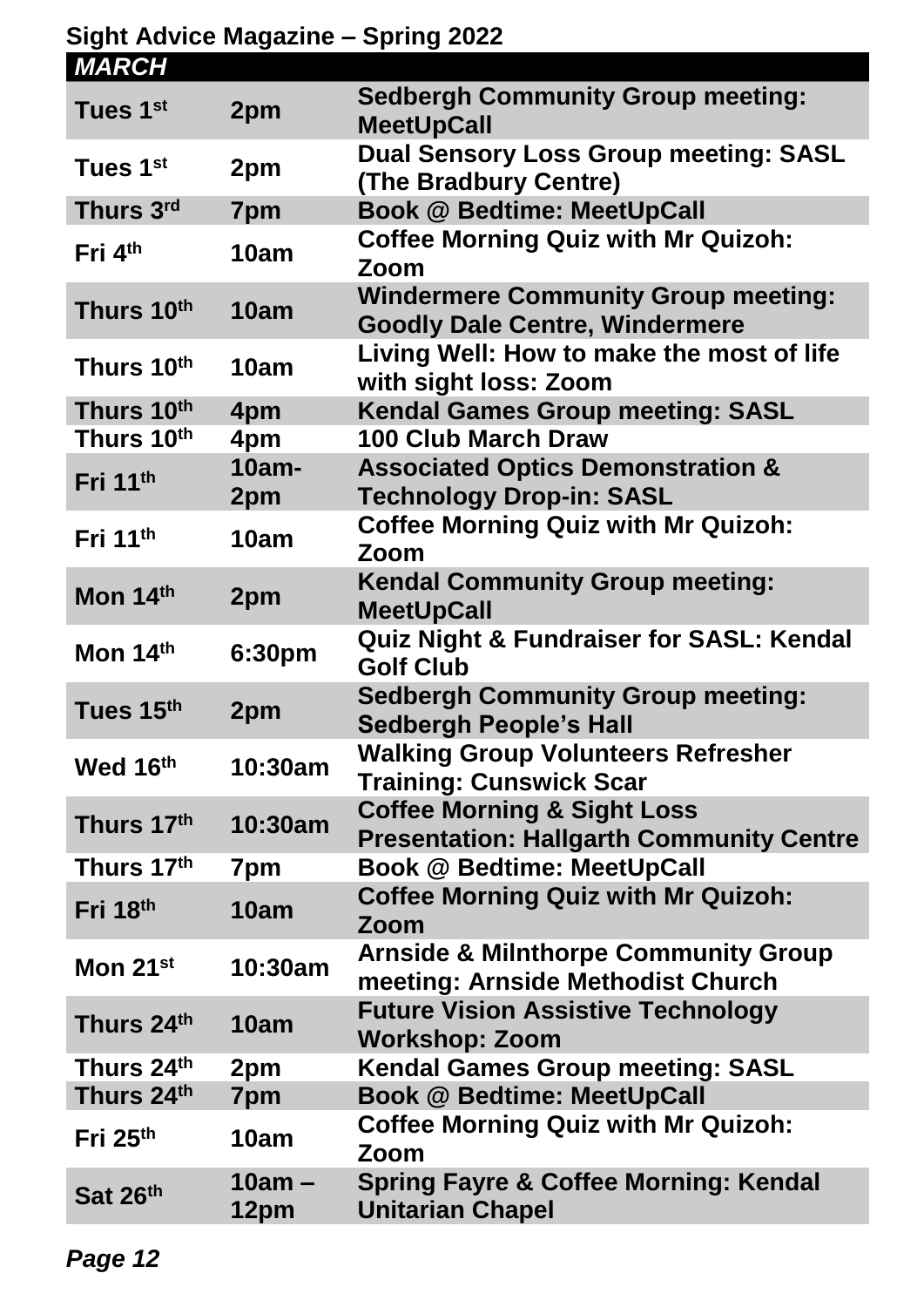**Sight Advice Magazine – Spring 2022**

| *MARCH* | | |
|---|---|---|
| Tues 1st | 2pm | Sedbergh Community Group meeting: MeetUpCall |
| Tues 1st | 2pm | Dual Sensory Loss Group meeting: SASL (The Bradbury Centre) |
| Thurs 3rd | 7pm | Book @ Bedtime: MeetUpCall |
| Fri 4th | 10am | Coffee Morning Quiz with Mr Quizoh: Zoom |
| Thurs 10th | 10am | Windermere Community Group meeting: Goodly Dale Centre, Windermere |
| Thurs 10th | 10am | Living Well: How to make the most of life with sight loss: Zoom |
| Thurs 10th | 4pm | Kendal Games Group meeting: SASL |
| Thurs 10th | 4pm | 100 Club March Draw |
| Fri 11th | 10am-2pm | Associated Optics Demonstration & Technology Drop-in: SASL |
| Fri 11th | 10am | Coffee Morning Quiz with Mr Quizoh: Zoom |
| Mon 14th | 2pm | Kendal Community Group meeting: MeetUpCall |
| Mon 14th | 6:30pm | Quiz Night & Fundraiser for SASL: Kendal Golf Club |
| Tues 15th | 2pm | Sedbergh Community Group meeting: Sedbergh People's Hall |
| Wed 16th | 10:30am | Walking Group Volunteers Refresher Training: Cunswick Scar |
| Thurs 17th | 10:30am | Coffee Morning & Sight Loss Presentation: Hallgarth Community Centre |
| Thurs 17th | 7pm | Book @ Bedtime: MeetUpCall |
| Fri 18th | 10am | Coffee Morning Quiz with Mr Quizoh: Zoom |
| Mon 21st | 10:30am | Arnside & Milnthorpe Community Group meeting: Arnside Methodist Church |
| Thurs 24th | 10am | Future Vision Assistive Technology Workshop: Zoom |
| Thurs 24th | 2pm | Kendal Games Group meeting: SASL |
| Thurs 24th | 7pm | Book @ Bedtime: MeetUpCall |
| Fri 25th | 10am | Coffee Morning Quiz with Mr Quizoh: Zoom |
| Sat 26th | 10am – 12pm | Spring Fayre & Coffee Morning: Kendal Unitarian Chapel |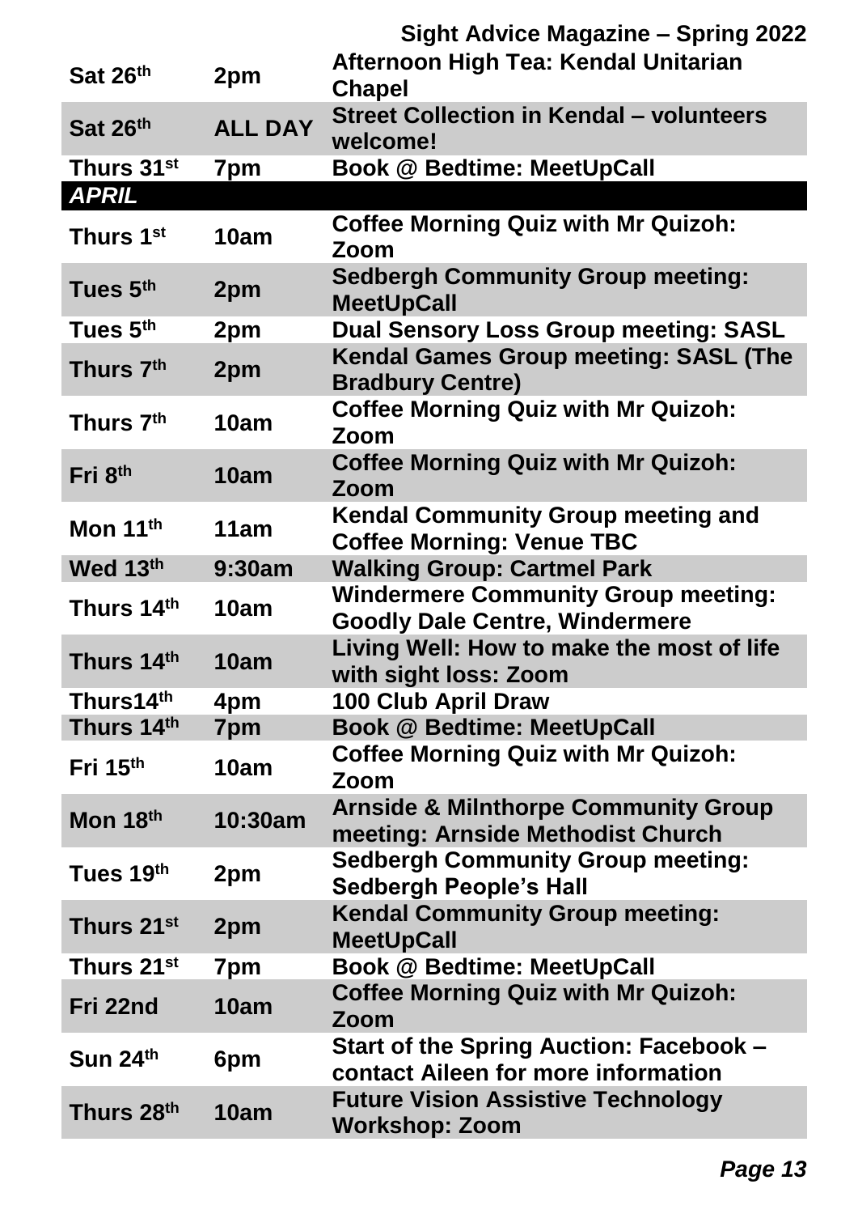| Sat 26th | 2pm | Afternoon High Tea: Kendal Unitarian Chapel |
|---|---|---|
| Sat 26th | ALL DAY | Street Collection in Kendal – volunteers welcome! |
| Thurs 31st | 7pm | Book @ Bedtime: MeetUpCall |
| ***APRIL*** | | |
| Thurs 1st | 10am | Coffee Morning Quiz with Mr Quizoh: Zoom |
| Tues 5th | 2pm | Sedbergh Community Group meeting: MeetUpCall |
| Tues 5th | 2pm | Dual Sensory Loss Group meeting: SASL |
| Thurs 7th | 2pm | Kendal Games Group meeting: SASL (The Bradbury Centre) |
| Thurs 7th | 10am | Coffee Morning Quiz with Mr Quizoh: Zoom |
| Fri 8th | 10am | Coffee Morning Quiz with Mr Quizoh: Zoom |
| Mon 11th | 11am | Kendal Community Group meeting and Coffee Morning: Venue TBC |
| Wed 13th | 9:30am | Walking Group: Cartmel Park |
| Thurs 14th | 10am | Windermere Community Group meeting: Goodly Dale Centre, Windermere |
| Thurs 14th | 10am | Living Well: How to make the most of life with sight loss: Zoom |
| Thurs14th | 4pm | 100 Club April Draw |
| Thurs 14th | 7pm | Book @ Bedtime: MeetUpCall |
| Fri 15th | 10am | Coffee Morning Quiz with Mr Quizoh: Zoom |
| Mon 18th | 10:30am | Arnside & Milnthorpe Community Group meeting: Arnside Methodist Church |
| Tues 19th | 2pm | Sedbergh Community Group meeting: Sedbergh People's Hall |
| Thurs 21st | 2pm | Kendal Community Group meeting: MeetUpCall |
| Thurs 21st | 7pm | Book @ Bedtime: MeetUpCall |
| Fri 22nd | 10am | Coffee Morning Quiz with Mr Quizoh: Zoom |
| Sun 24th | 6pm | Start of the Spring Auction: Facebook – contact Aileen for more information |
| Thurs 28th | 10am | Future Vision Assistive Technology Workshop: Zoom |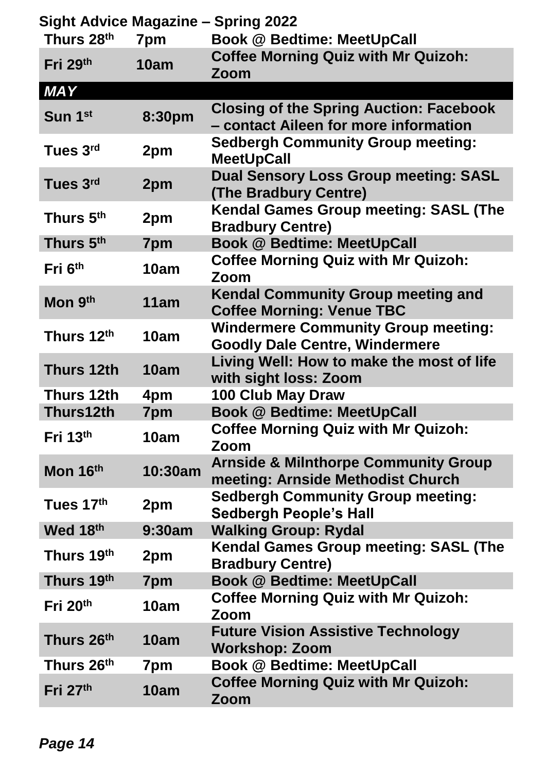| | | |
|---|---|---|
| Thurs 28th | 7pm | Book @ Bedtime: MeetUpCall |
| Fri 29th | 10am | Coffee Morning Quiz with Mr Quizoh: Zoom |
| ***MAY*** | | |
| Sun 1st | 8:30pm | Closing of the Spring Auction: Facebook – contact Aileen for more information |
| Tues 3rd | 2pm | Sedbergh Community Group meeting: MeetUpCall |
| Tues 3rd | 2pm | Dual Sensory Loss Group meeting: SASL (The Bradbury Centre) |
| Thurs 5th | 2pm | Kendal Games Group meeting: SASL (The Bradbury Centre) |
| Thurs 5th | 7pm | Book @ Bedtime: MeetUpCall |
| Fri 6th | 10am | Coffee Morning Quiz with Mr Quizoh: Zoom |
| Mon 9th | 11am | Kendal Community Group meeting and Coffee Morning: Venue TBC |
| Thurs 12th | 10am | Windermere Community Group meeting: Goodly Dale Centre, Windermere |
| Thurs 12th | 10am | Living Well: How to make the most of life with sight loss: Zoom |
| Thurs 12th | 4pm | 100 Club May Draw |
| Thurs12th | 7pm | Book @ Bedtime: MeetUpCall |
| Fri 13th | 10am | Coffee Morning Quiz with Mr Quizoh: Zoom |
| Mon 16th | 10:30am | Arnside & Milnthorpe Community Group meeting: Arnside Methodist Church |
| Tues 17th | 2pm | Sedbergh Community Group meeting: Sedbergh People's Hall |
| Wed 18th | 9:30am | Walking Group: Rydal |
| Thurs 19th | 2pm | Kendal Games Group meeting: SASL (The Bradbury Centre) |
| Thurs 19th | 7pm | Book @ Bedtime: MeetUpCall |
| Fri 20th | 10am | Coffee Morning Quiz with Mr Quizoh: Zoom |
| Thurs 26th | 10am | Future Vision Assistive Technology Workshop: Zoom |
| Thurs 26th | 7pm | Book @ Bedtime: MeetUpCall |
| Fri 27th | 10am | Coffee Morning Quiz with Mr Quizoh: Zoom |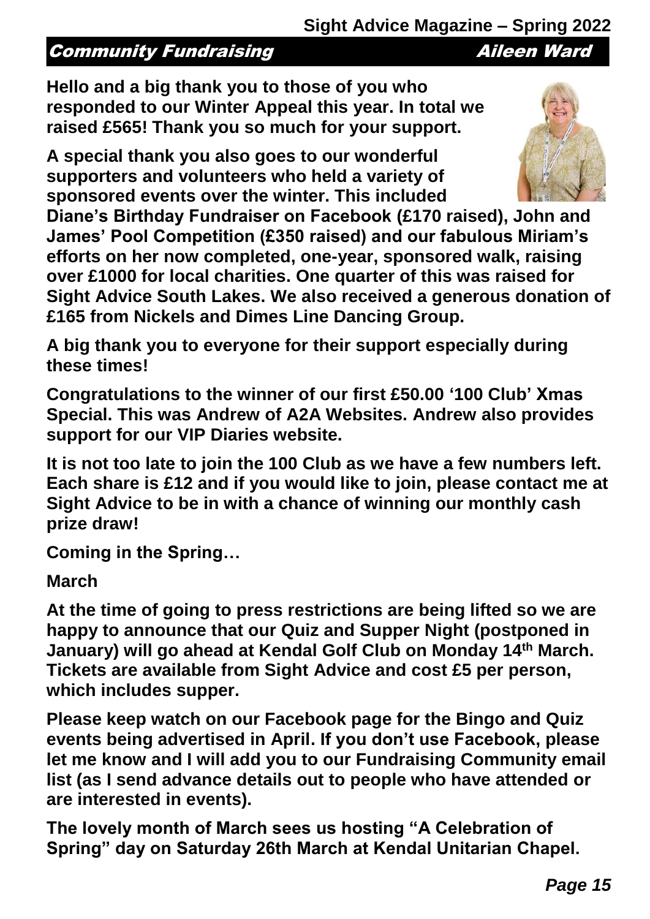## Community Fundraising — Aileen Ward

**Hello and a big thank you to those of you who responded to our Winter Appeal this year. In total we raised £565! Thank you so much for your support.**

**A special thank you also goes to our wonderful supporters and volunteers who held a variety of sponsored events over the winter. This included Diane's Birthday Fundraiser on Facebook (£170 raised), John and James' Pool Competition (£350 raised) and our fabulous Miriam's efforts on her now completed, one-year, sponsored walk, raising over £1000 for local charities. One quarter of this was raised for Sight Advice South Lakes. We also received a generous donation of £165 from Nickels and Dimes Line Dancing Group.**

**A big thank you to everyone for their support especially during these times!**

**Congratulations to the winner of our first £50.00 '100 Club' Xmas Special. This was Andrew of A2A Websites. Andrew also provides support for our VIP Diaries website.**

**It is not too late to join the 100 Club as we have a few numbers left. Each share is £12 and if you would like to join, please contact me at Sight Advice to be in with a chance of winning our monthly cash prize draw!**

**Coming in the Spring…**

**March**

**At the time of going to press restrictions are being lifted so we are happy to announce that our Quiz and Supper Night (postponed in January) will go ahead at Kendal Golf Club on Monday 14th March. Tickets are available from Sight Advice and cost £5 per person, which includes supper.**

**Please keep watch on our Facebook page for the Bingo and Quiz events being advertised in April. If you don't use Facebook, please let me know and I will add you to our Fundraising Community email list (as I send advance details out to people who have attended or are interested in events).**

**The lovely month of March sees us hosting "A Celebration of Spring" day on Saturday 26th March at Kendal Unitarian Chapel.**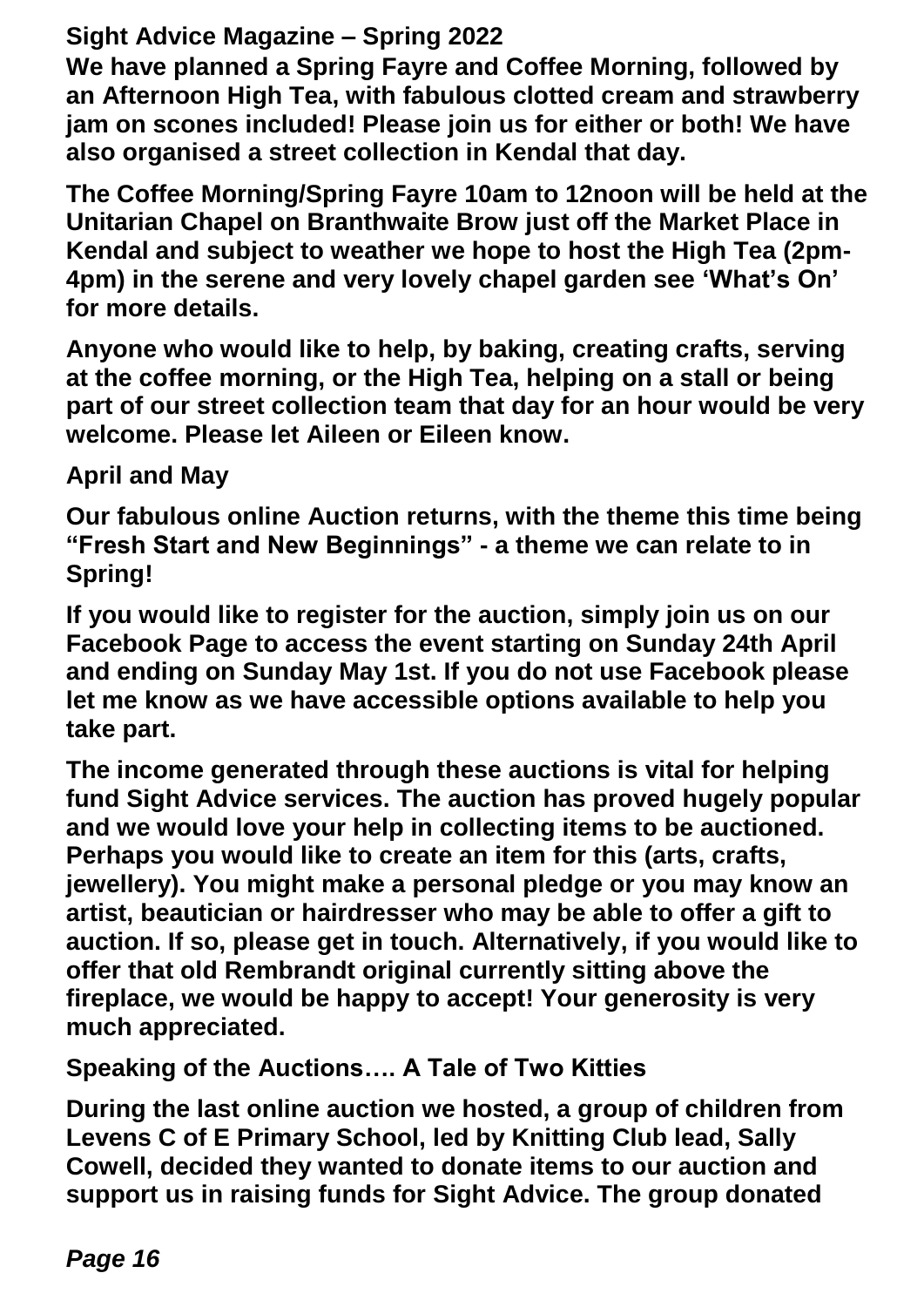## Sight Advice Magazine – Spring 2022

**We have planned a Spring Fayre and Coffee Morning, followed by an Afternoon High Tea, with fabulous clotted cream and strawberry jam on scones included! Please join us for either or both! We have also organised a street collection in Kendal that day.**

**The Coffee Morning/Spring Fayre 10am to 12noon will be held at the Unitarian Chapel on Branthwaite Brow just off the Market Place in Kendal and subject to weather we hope to host the High Tea (2pm-4pm) in the serene and very lovely chapel garden see 'What's On' for more details.**

**Anyone who would like to help, by baking, creating crafts, serving at the coffee morning, or the High Tea, helping on a stall or being part of our street collection team that day for an hour would be very welcome. Please let Aileen or Eileen know.**

### April and May

**Our fabulous online Auction returns, with the theme this time being "Fresh Start and New Beginnings" - a theme we can relate to in Spring!**

**If you would like to register for the auction, simply join us on our Facebook Page to access the event starting on Sunday 24th April and ending on Sunday May 1st. If you do not use Facebook please let me know as we have accessible options available to help you take part.**

**The income generated through these auctions is vital for helping fund Sight Advice services. The auction has proved hugely popular and we would love your help in collecting items to be auctioned. Perhaps you would like to create an item for this (arts, crafts, jewellery). You might make a personal pledge or you may know an artist, beautician or hairdresser who may be able to offer a gift to auction. If so, please get in touch. Alternatively, if you would like to offer that old Rembrandt original currently sitting above the fireplace, we would be happy to accept! Your generosity is very much appreciated.**

### Speaking of the Auctions…. A Tale of Two Kitties

**During the last online auction we hosted, a group of children from Levens C of E Primary School, led by Knitting Club lead, Sally Cowell, decided they wanted to donate items to our auction and support us in raising funds for Sight Advice. The group donated**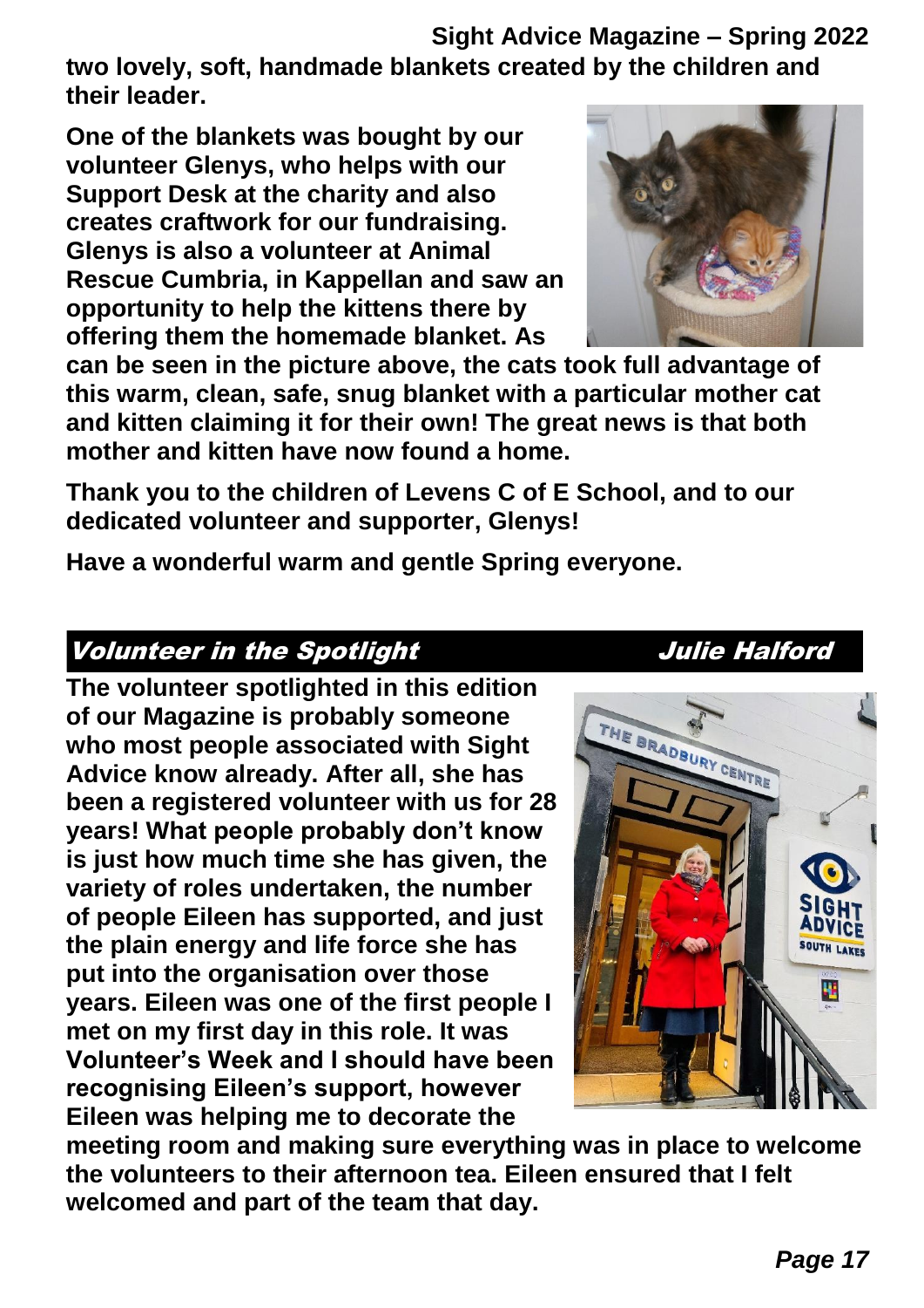**two lovely, soft, handmade blankets created by the children and their leader.**

**One of the blankets was bought by our volunteer Glenys, who helps with our Support Desk at the charity and also creates craftwork for our fundraising. Glenys is also a volunteer at Animal Rescue Cumbria, in Kappellan and saw an opportunity to help the kittens there by offering them the homemade blanket. As can be seen in the picture above, the cats took full advantage of this warm, clean, safe, snug blanket with a particular mother cat and kitten claiming it for their own! The great news is that both mother and kitten have now found a home.**

**Thank you to the children of Levens C of E School, and to our dedicated volunteer and supporter, Glenys!**

**Have a wonderful warm and gentle Spring everyone.**

## *Volunteer in the Spotlight* — *Julie Halford*

**The volunteer spotlighted in this edition of our Magazine is probably someone who most people associated with Sight Advice know already. After all, she has been a registered volunteer with us for 28 years! What people probably don't know is just how much time she has given, the variety of roles undertaken, the number of people Eileen has supported, and just the plain energy and life force she has put into the organisation over those years. Eileen was one of the first people I met on my first day in this role. It was Volunteer's Week and I should have been recognising Eileen's support, however Eileen was helping me to decorate the meeting room and making sure everything was in place to welcome the volunteers to their afternoon tea. Eileen ensured that I felt welcomed and part of the team that day.**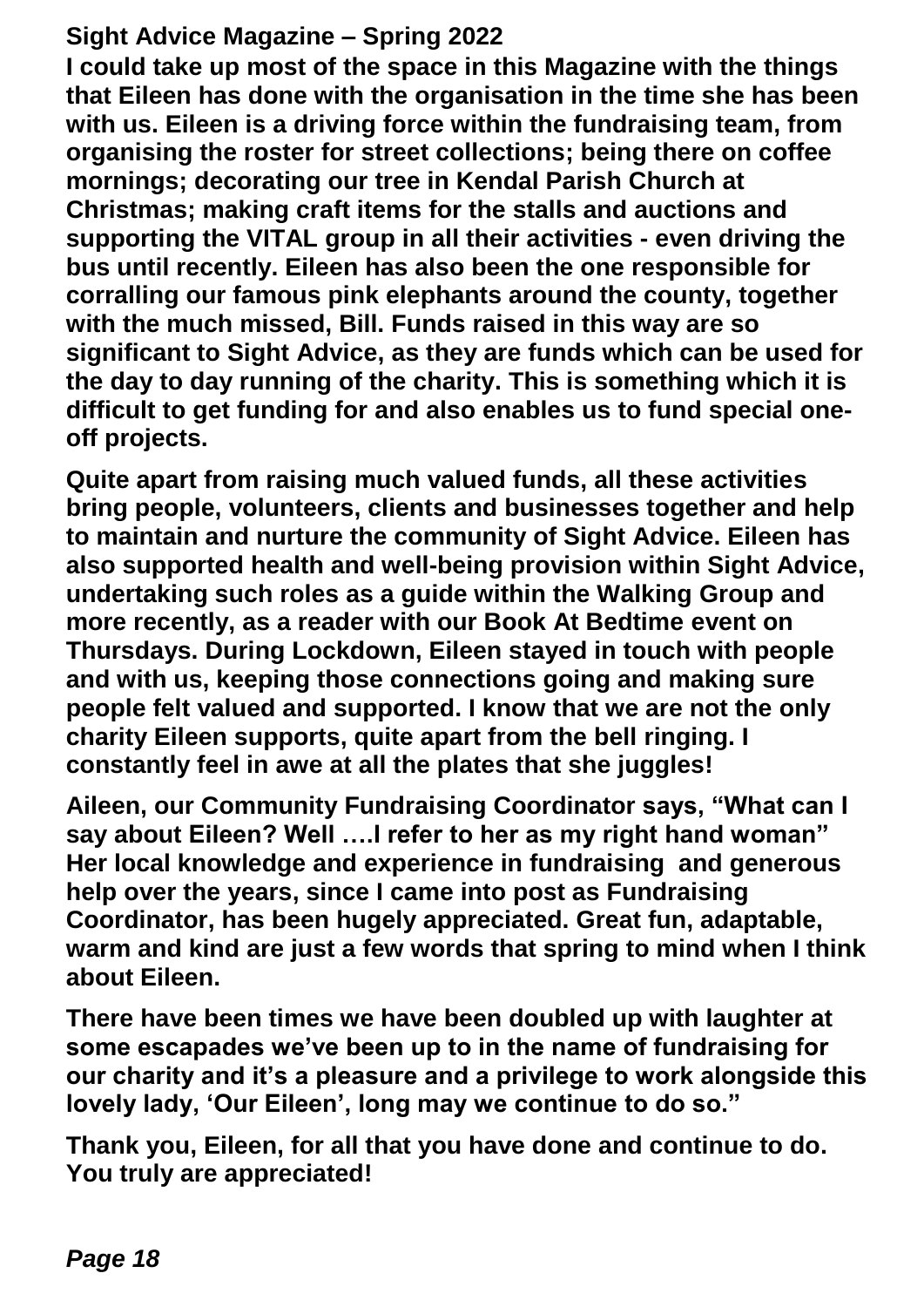**Sight Advice Magazine – Spring 2022**

**I could take up most of the space in this Magazine with the things that Eileen has done with the organisation in the time she has been with us. Eileen is a driving force within the fundraising team, from organising the roster for street collections; being there on coffee mornings; decorating our tree in Kendal Parish Church at Christmas; making craft items for the stalls and auctions and supporting the VITAL group in all their activities - even driving the bus until recently. Eileen has also been the one responsible for corralling our famous pink elephants around the county, together with the much missed, Bill. Funds raised in this way are so significant to Sight Advice, as they are funds which can be used for the day to day running of the charity. This is something which it is difficult to get funding for and also enables us to fund special one-off projects.**

**Quite apart from raising much valued funds, all these activities bring people, volunteers, clients and businesses together and help to maintain and nurture the community of Sight Advice. Eileen has also supported health and well-being provision within Sight Advice, undertaking such roles as a guide within the Walking Group and more recently, as a reader with our Book At Bedtime event on Thursdays. During Lockdown, Eileen stayed in touch with people and with us, keeping those connections going and making sure people felt valued and supported. I know that we are not the only charity Eileen supports, quite apart from the bell ringing. I constantly feel in awe at all the plates that she juggles!**

**Aileen, our Community Fundraising Coordinator says, "What can I say about Eileen? Well ….I refer to her as my right hand woman" Her local knowledge and experience in fundraising and generous help over the years, since I came into post as Fundraising Coordinator, has been hugely appreciated. Great fun, adaptable, warm and kind are just a few words that spring to mind when I think about Eileen.**

**There have been times we have been doubled up with laughter at some escapades we've been up to in the name of fundraising for our charity and it's a pleasure and a privilege to work alongside this lovely lady, 'Our Eileen', long may we continue to do so."**

**Thank you, Eileen, for all that you have done and continue to do. You truly are appreciated!**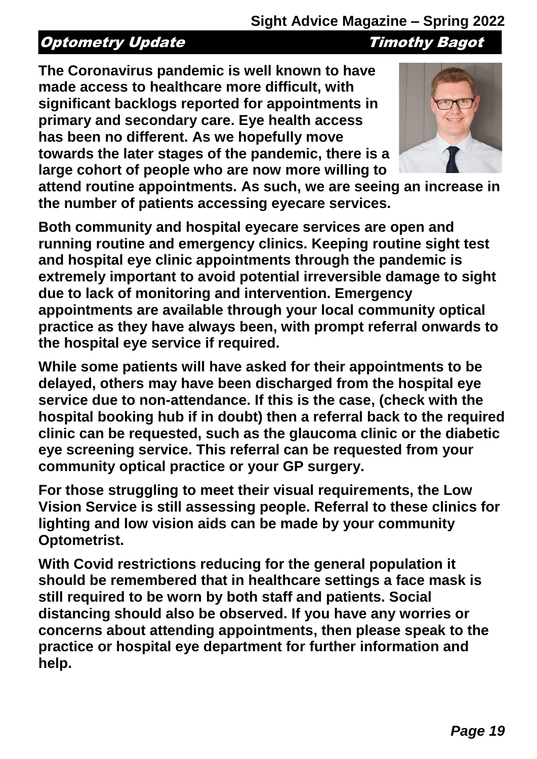## Optometry Update

**Timothy Bagot**

**The Coronavirus pandemic is well known to have made access to healthcare more difficult, with significant backlogs reported for appointments in primary and secondary care. Eye health access has been no different. As we hopefully move towards the later stages of the pandemic, there is a large cohort of people who are now more willing to attend routine appointments. As such, we are seeing an increase in the number of patients accessing eyecare services.**

**Both community and hospital eyecare services are open and running routine and emergency clinics. Keeping routine sight test and hospital eye clinic appointments through the pandemic is extremely important to avoid potential irreversible damage to sight due to lack of monitoring and intervention. Emergency appointments are available through your local community optical practice as they have always been, with prompt referral onwards to the hospital eye service if required.**

**While some patients will have asked for their appointments to be delayed, others may have been discharged from the hospital eye service due to non-attendance. If this is the case, (check with the hospital booking hub if in doubt) then a referral back to the required clinic can be requested, such as the glaucoma clinic or the diabetic eye screening service. This referral can be requested from your community optical practice or your GP surgery.**

**For those struggling to meet their visual requirements, the Low Vision Service is still assessing people. Referral to these clinics for lighting and low vision aids can be made by your community Optometrist.**

**With Covid restrictions reducing for the general population it should be remembered that in healthcare settings a face mask is still required to be worn by both staff and patients. Social distancing should also be observed. If you have any worries or concerns about attending appointments, then please speak to the practice or hospital eye department for further information and help.**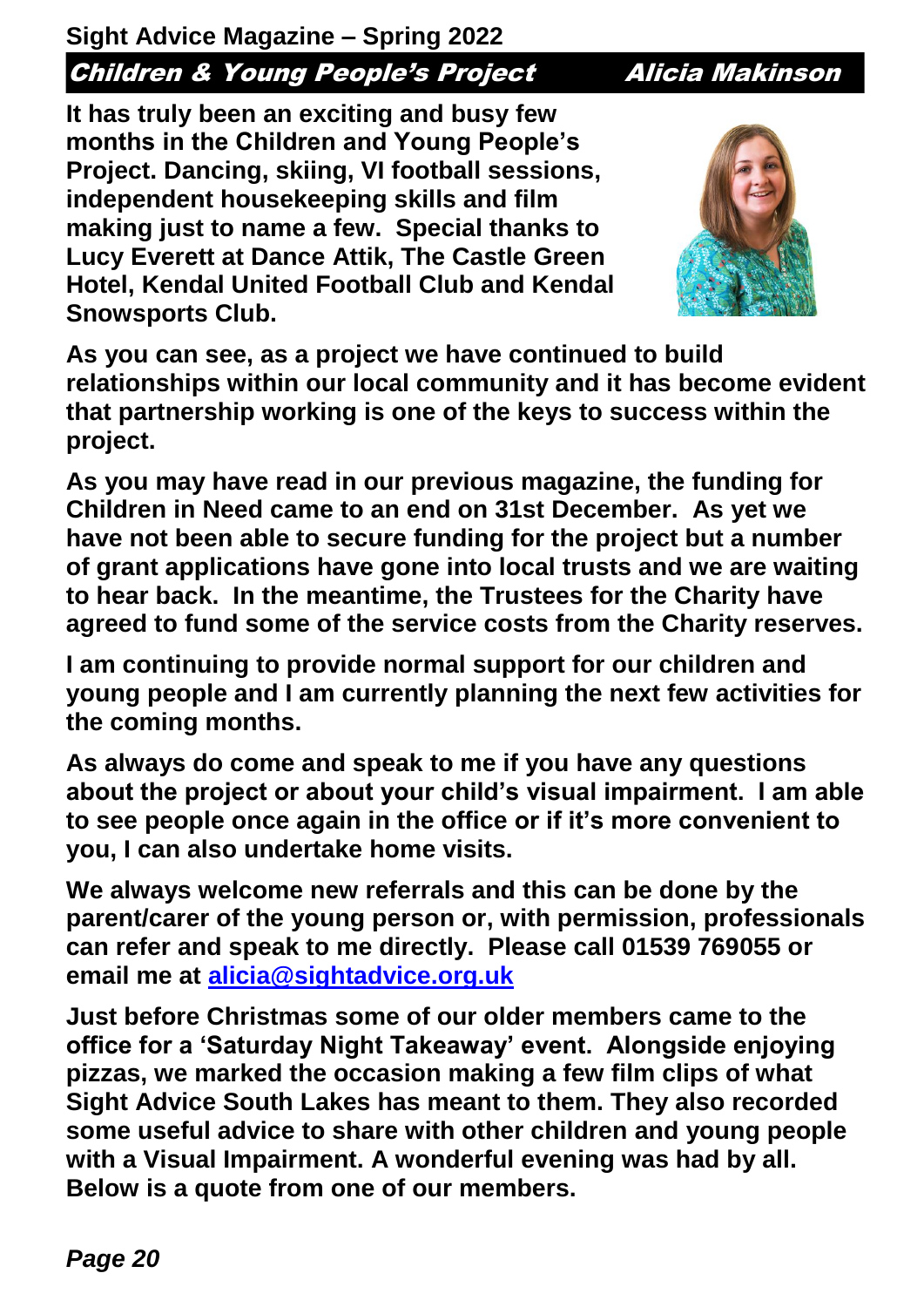## Children & Young People's Project — Alicia Makinson

**It has truly been an exciting and busy few months in the Children and Young People's Project. Dancing, skiing, VI football sessions, independent housekeeping skills and film making just to name a few. Special thanks to Lucy Everett at Dance Attik, The Castle Green Hotel, Kendal United Football Club and Kendal Snowsports Club.**

**As you can see, as a project we have continued to build relationships within our local community and it has become evident that partnership working is one of the keys to success within the project.**

**As you may have read in our previous magazine, the funding for Children in Need came to an end on 31st December. As yet we have not been able to secure funding for the project but a number of grant applications have gone into local trusts and we are waiting to hear back. In the meantime, the Trustees for the Charity have agreed to fund some of the service costs from the Charity reserves.**

**I am continuing to provide normal support for our children and young people and I am currently planning the next few activities for the coming months.**

**As always do come and speak to me if you have any questions about the project or about your child's visual impairment. I am able to see people once again in the office or if it's more convenient to you, I can also undertake home visits.**

**We always welcome new referrals and this can be done by the parent/carer of the young person or, with permission, professionals can refer and speak to me directly. Please call 01539 769055 or email me at alicia@sightadvice.org.uk**

**Just before Christmas some of our older members came to the office for a 'Saturday Night Takeaway' event. Alongside enjoying pizzas, we marked the occasion making a few film clips of what Sight Advice South Lakes has meant to them. They also recorded some useful advice to share with other children and young people with a Visual Impairment. A wonderful evening was had by all. Below is a quote from one of our members.**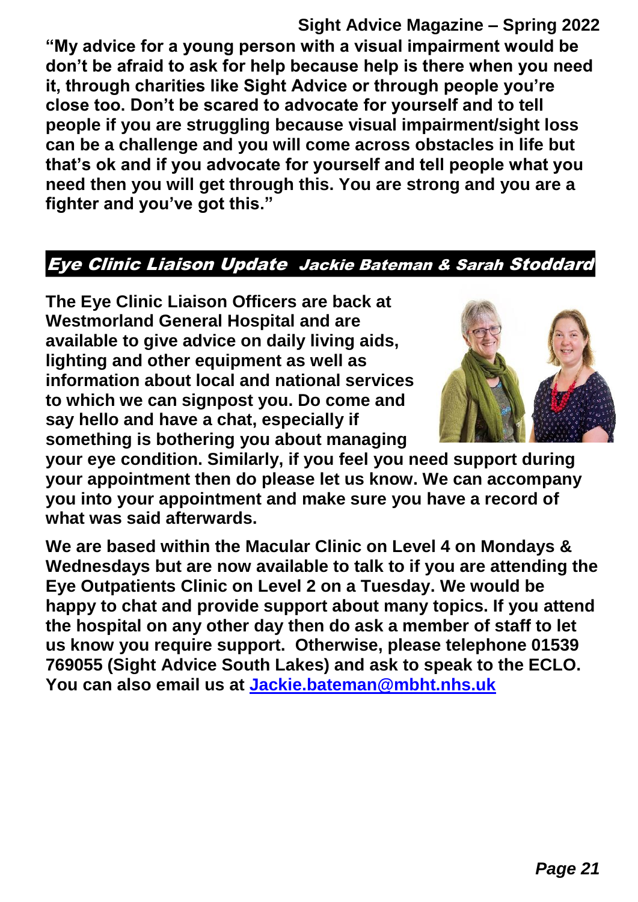**"My advice for a young person with a visual impairment would be don't be afraid to ask for help because help is there when you need it, through charities like Sight Advice or through people you're close too. Don't be scared to advocate for yourself and to tell people if you are struggling because visual impairment/sight loss can be a challenge and you will come across obstacles in life but that's ok and if you advocate for yourself and tell people what you need then you will get through this. You are strong and you are a fighter and you've got this."**

## *Eye Clinic Liaison Update* *Jackie Bateman & Sarah Stoddard*

**The Eye Clinic Liaison Officers are back at Westmorland General Hospital and are available to give advice on daily living aids, lighting and other equipment as well as information about local and national services to which we can signpost you. Do come and say hello and have a chat, especially if something is bothering you about managing your eye condition. Similarly, if you feel you need support during your appointment then do please let us know. We can accompany you into your appointment and make sure you have a record of what was said afterwards.**

**We are based within the Macular Clinic on Level 4 on Mondays & Wednesdays but are now available to talk to if you are attending the Eye Outpatients Clinic on Level 2 on a Tuesday. We would be happy to chat and provide support about many topics. If you attend the hospital on any other day then do ask a member of staff to let us know you require support. Otherwise, please telephone 01539 769055 (Sight Advice South Lakes) and ask to speak to the ECLO. You can also email us at Jackie.bateman@mbht.nhs.uk**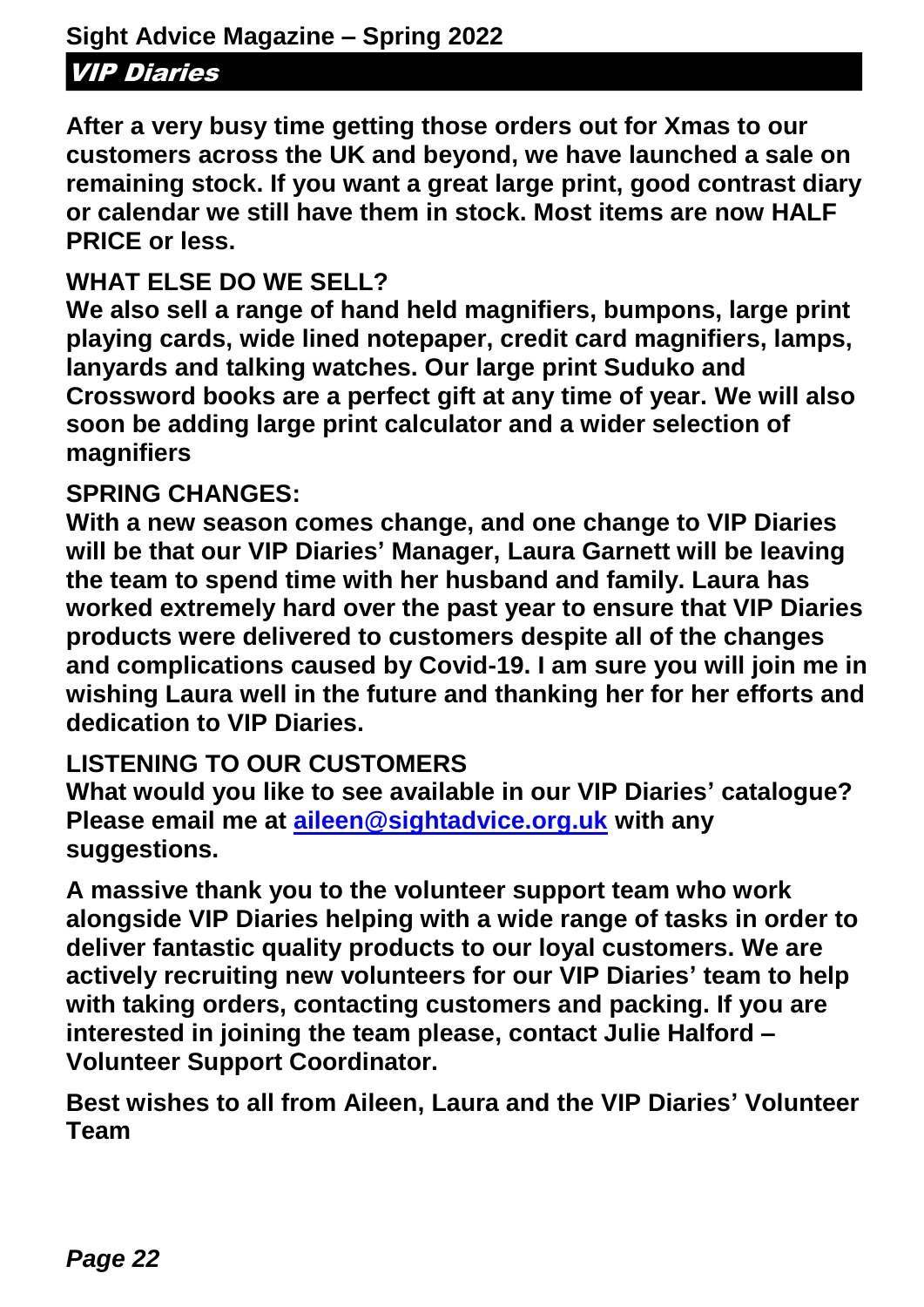## VIP Diaries

**After a very busy time getting those orders out for Xmas to our customers across the UK and beyond, we have launched a sale on remaining stock. If you want a great large print, good contrast diary or calendar we still have them in stock. Most items are now HALF PRICE or less.**

### WHAT ELSE DO WE SELL?

**We also sell a range of hand held magnifiers, bumpons, large print playing cards, wide lined notepaper, credit card magnifiers, lamps, lanyards and talking watches. Our large print Suduko and Crossword books are a perfect gift at any time of year. We will also soon be adding large print calculator and a wider selection of magnifiers**

### SPRING CHANGES:

**With a new season comes change, and one change to VIP Diaries will be that our VIP Diaries' Manager, Laura Garnett will be leaving the team to spend time with her husband and family. Laura has worked extremely hard over the past year to ensure that VIP Diaries products were delivered to customers despite all of the changes and complications caused by Covid-19. I am sure you will join me in wishing Laura well in the future and thanking her for her efforts and dedication to VIP Diaries.**

### LISTENING TO OUR CUSTOMERS

**What would you like to see available in our VIP Diaries' catalogue? Please email me at [aileen@sightadvice.org.uk](mailto:aileen@sightadvice.org.uk) with any suggestions.**

**A massive thank you to the volunteer support team who work alongside VIP Diaries helping with a wide range of tasks in order to deliver fantastic quality products to our loyal customers. We are actively recruiting new volunteers for our VIP Diaries' team to help with taking orders, contacting customers and packing. If you are interested in joining the team please, contact Julie Halford – Volunteer Support Coordinator.**

**Best wishes to all from Aileen, Laura and the VIP Diaries' Volunteer Team**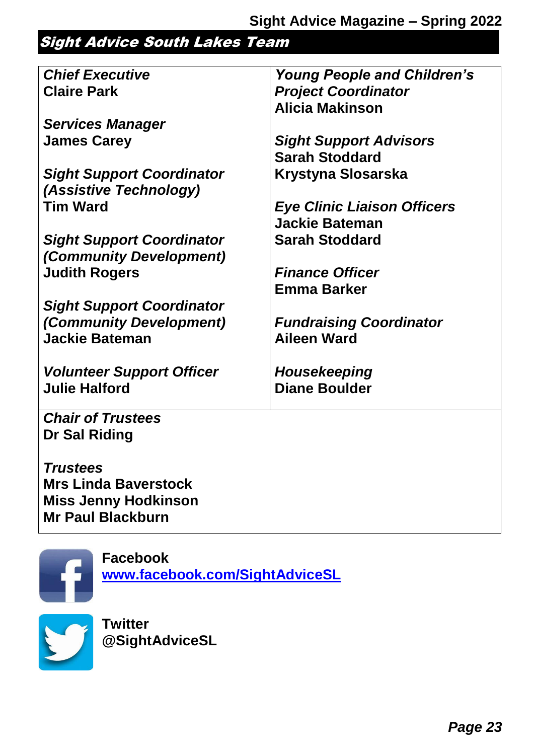## *Sight Advice South Lakes Team*

***Chief Executive***
**Claire Park**

***Services Manager***
**James Carey**

***Sight Support Coordinator (Assistive Technology)***
**Tim Ward**

***Sight Support Coordinator (Community Development)***
**Judith Rogers**

***Sight Support Coordinator (Community Development)***
**Jackie Bateman**

***Volunteer Support Officer***
**Julie Halford**

***Young People and Children's Project Coordinator***
**Alicia Makinson**

***Sight Support Advisors***
**Sarah Stoddard**
**Krystyna Slosarska**

***Eye Clinic Liaison Officers***
**Jackie Bateman**
**Sarah Stoddard**

***Finance Officer***
**Emma Barker**

***Fundraising Coordinator***
**Aileen Ward**

***Housekeeping***
**Diane Boulder**

***Chair of Trustees***
**Dr Sal Riding**

***Trustees***
**Mrs Linda Baverstock**
**Miss Jenny Hodkinson**
**Mr Paul Blackburn**

**Facebook**
**www.facebook.com/SightAdviceSL**

**Twitter**
**@SightAdviceSL**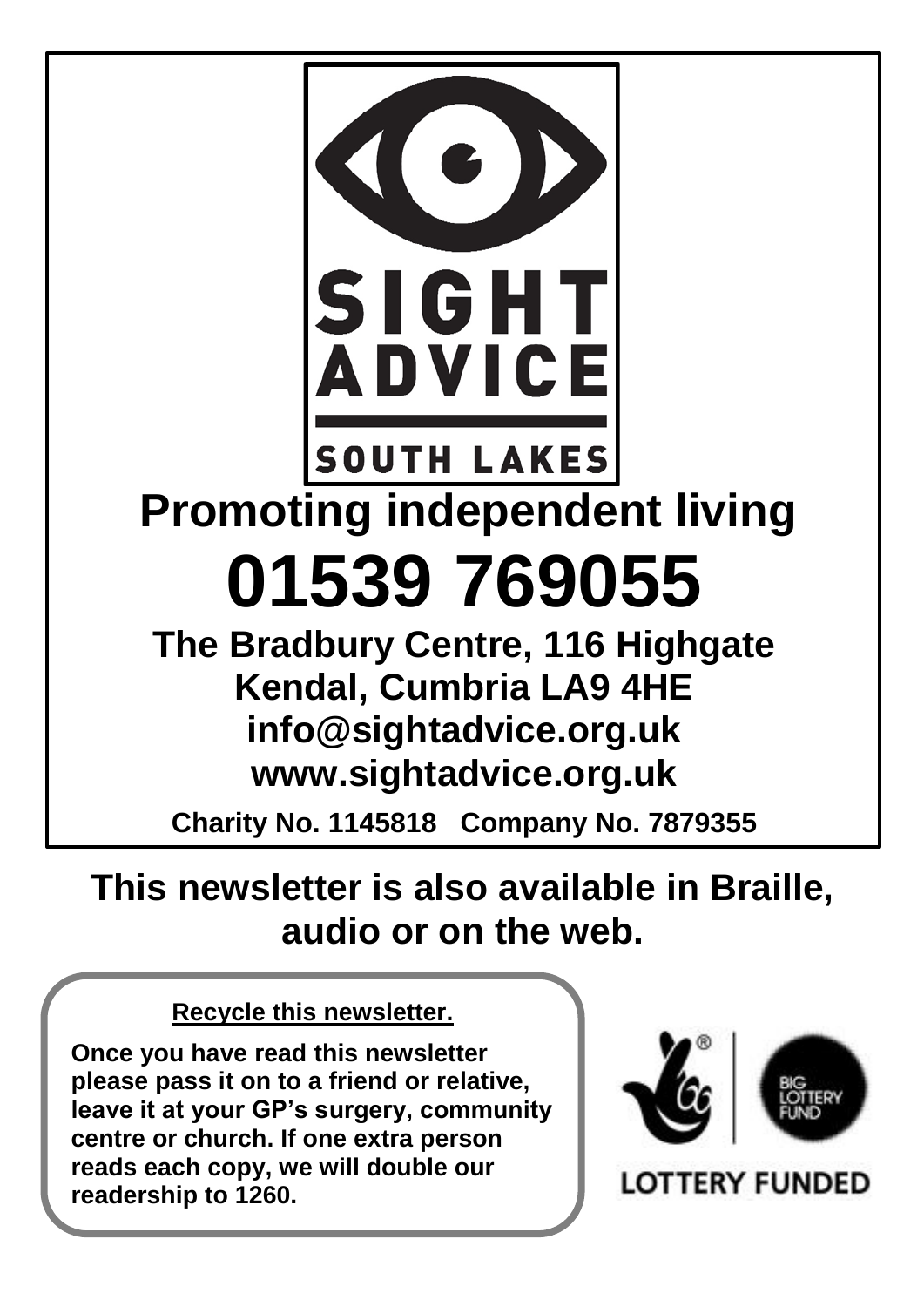SIGHT ADVICE

SOUTH LAKES

# Promoting independent living

# 01539 769055

**The Bradbury Centre, 116 Highgate**
**Kendal, Cumbria LA9 4HE**
**info@sightadvice.org.uk**
**www.sightadvice.org.uk**

**Charity No. 1145818 Company No. 7879355**

## This newsletter is also available in Braille, audio or on the web.

**Recycle this newsletter.**

**Once you have read this newsletter please pass it on to a friend or relative, leave it at your GP's surgery, community centre or church. If one extra person reads each copy, we will double our readership to 1260.**

BIG LOTTERY FUND

LOTTERY FUNDED